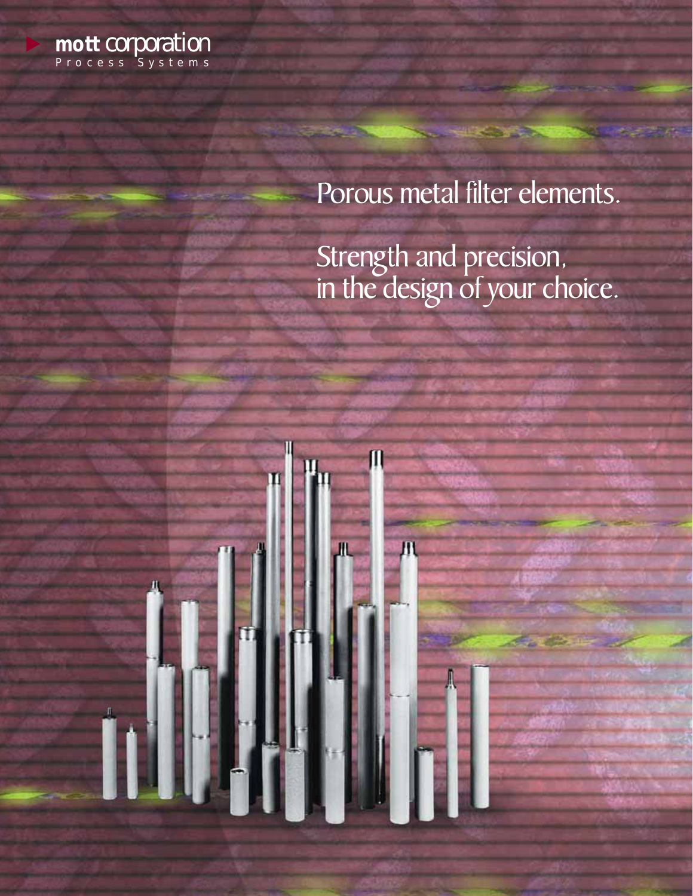mott corporation
Process Systems

# Porous metal filter elements.

## Strength and precision, in the design of your choice.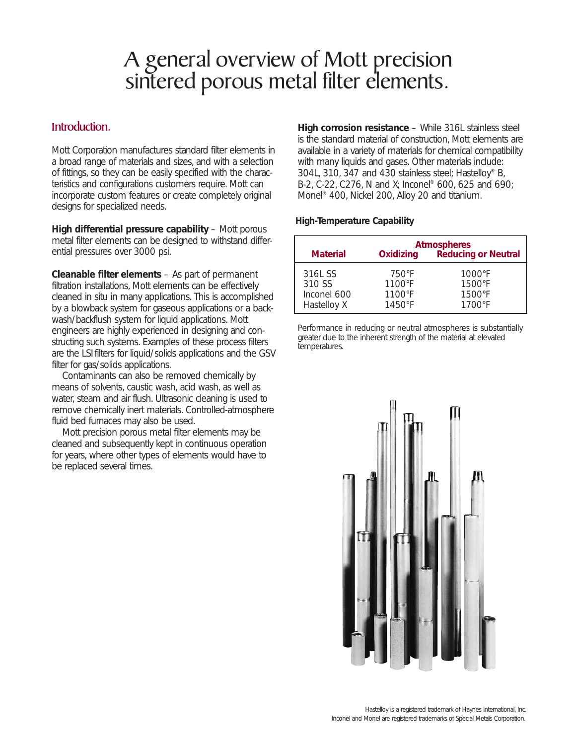# A general overview of Mott precision sintered porous metal filter elements.

## Introduction.

Mott Corporation manufactures standard filter elements in a broad range of materials and sizes, and with a selection of fittings, so they can be easily specified with the characteristics and configurations customers require. Mott can incorporate custom features or create completely original designs for specialized needs.

**High differential pressure capability** – Mott porous metal filter elements can be designed to withstand differential pressures over 3000 psi.

**Cleanable filter elements** – As part of permanent filtration installations, Mott elements can be effectively cleaned in situ in many applications. This is accomplished by a blowback system for gaseous applications or a backwash/backflush system for liquid applications. Mott engineers are highly experienced in designing and constructing such systems. Examples of these process filters are the LSI filters for liquid/solids applications and the GSV filter for gas/solids applications.

Contaminants can also be removed chemically by means of solvents, caustic wash, acid wash, as well as water, steam and air flush. Ultrasonic cleaning is used to remove chemically inert materials. Controlled-atmosphere fluid bed furnaces may also be used.

Mott precision porous metal filter elements may be cleaned and subsequently kept in continuous operation for years, where other types of elements would have to be replaced several times.

**High corrosion resistance** – While 316L stainless steel is the standard material of construction, Mott elements are available in a variety of materials for chemical compatibility with many liquids and gases. Other materials include: 304L, 310, 347 and 430 stainless steel; Hastelloy® B, B-2, C-22, C276, N and X; Inconel® 600, 625 and 690; Monel® 400, Nickel 200, Alloy 20 and titanium.

**High-Temperature Capability**

| Material | Atmospheres | |
|---|---|---|
| | Oxidizing | Reducing or Neutral |
| 316L SS | 750°F | 1000°F |
| 310 SS | 1100°F | 1500°F |
| Inconel 600 | 1100°F | 1500°F |
| Hastelloy X | 1450°F | 1700°F |

Performance in reducing or neutral atmospheres is substantially greater due to the inherent strength of the material at elevated temperatures.

Hastelloy is a registered trademark of Haynes International, Inc.
Inconel and Monel are registered trademarks of Special Metals Corporation.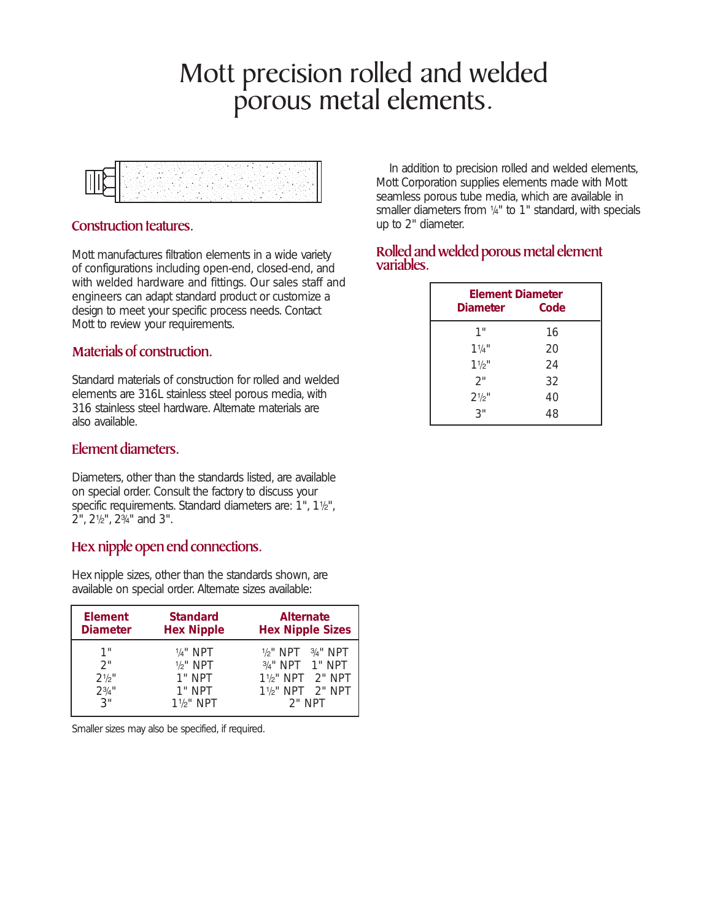# Mott precision rolled and welded porous metal elements.

## Construction features.

Mott manufactures filtration elements in a wide variety of configurations including open-end, closed-end, and with welded hardware and fittings. Our sales staff and engineers can adapt standard product or customize a design to meet your specific process needs. Contact Mott to review your requirements.

## Materials of construction.

Standard materials of construction for rolled and welded elements are 316L stainless steel porous media, with 316 stainless steel hardware. Alternate materials are also available.

## Element diameters.

Diameters, other than the standards listed, are available on special order. Consult the factory to discuss your specific requirements. Standard diameters are: 1", 1½", 2", 2½", 2¾" and 3".

## Hex nipple open end connections.

Hex nipple sizes, other than the standards shown, are available on special order. Alternate sizes available:

| Element Diameter | Standard Hex Nipple | Alternate Hex Nipple Sizes |
|---|---|---|
| 1" | ¼" NPT | ½" NPT ¾" NPT |
| 2" | ½" NPT | ¾" NPT 1" NPT |
| 2½" | 1" NPT | 1½" NPT 2" NPT |
| 2¾" | 1" NPT | 1½" NPT 2" NPT |
| 3" | 1½" NPT | 2" NPT |

Smaller sizes may also be specified, if required.

In addition to precision rolled and welded elements, Mott Corporation supplies elements made with Mott seamless porous tube media, which are available in smaller diameters from ¼" to 1" standard, with specials up to 2" diameter.

## Rolled and welded porous metal element variables.

| Element Diameter | |
|---|---|
| Diameter | Code |
| 1" | 16 |
| 1¼" | 20 |
| 1½" | 24 |
| 2" | 32 |
| 2½" | 40 |
| 3" | 48 |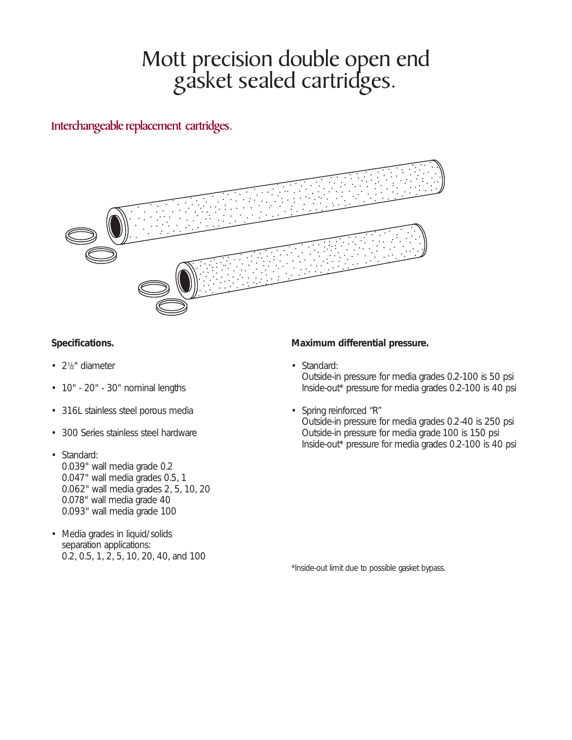# Mott precision double open end gasket sealed cartridges.

## Interchangeable replacement cartridges.

**Specifications.**

- 2½" diameter
- 10" - 20" - 30" nominal lengths
- 316L stainless steel porous media
- 300 Series stainless steel hardware
- Standard:
  0.039" wall media grade 0.2
  0.047" wall media grades 0.5, 1
  0.062" wall media grades 2, 5, 10, 20
  0.078" wall media grade 40
  0.093" wall media grade 100
- Media grades in liquid/solids separation applications:
  0.2, 0.5, 1, 2, 5, 10, 20, 40, and 100

**Maximum differential pressure.**

- Standard:
  Outside-in pressure for media grades 0.2-100 is 50 psi
  Inside-out* pressure for media grades 0.2-100 is 40 psi
- Spring reinforced "R"
  Outside-in pressure for media grades 0.2-40 is 250 psi
  Outside-in pressure for media grade 100 is 150 psi
  Inside-out* pressure for media grades 0.2-100 is 40 psi

*Inside-out limit due to possible gasket bypass.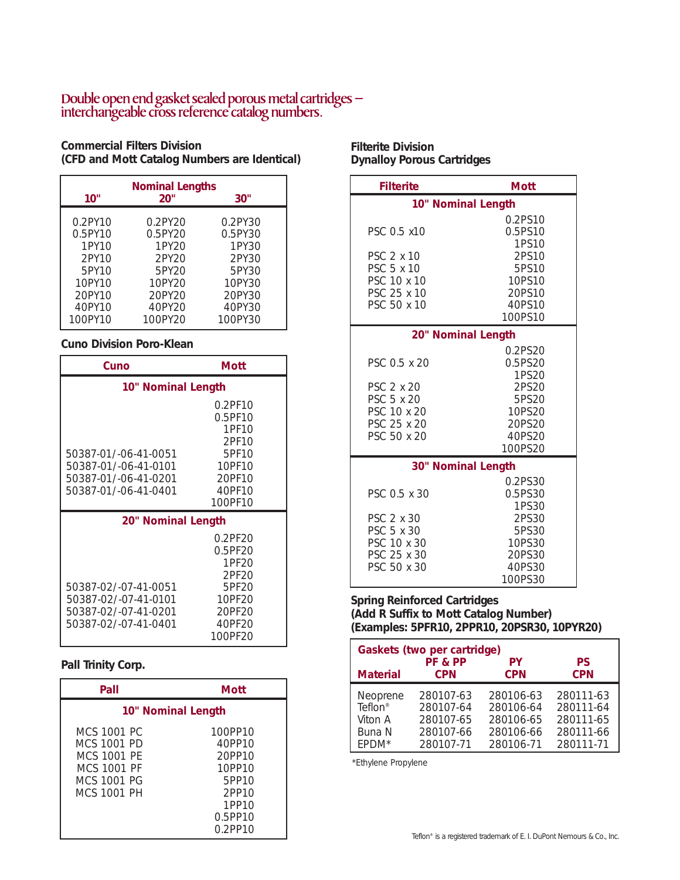## Double open end gasket sealed porous metal cartridges – interchangeable cross reference catalog numbers.

### Commercial Filters Division
### (CFD and Mott Catalog Numbers are Identical)

| Nominal Lengths 10" | 20" | 30" |
|---|---|---|
| 0.2PY10 | 0.2PY20 | 0.2PY30 |
| 0.5PY10 | 0.5PY20 | 0.5PY30 |
| 1PY10 | 1PY20 | 1PY30 |
| 2PY10 | 2PY20 | 2PY30 |
| 5PY10 | 5PY20 | 5PY30 |
| 10PY10 | 10PY20 | 10PY30 |
| 20PY10 | 20PY20 | 20PY30 |
| 40PY10 | 40PY20 | 40PY30 |
| 100PY10 | 100PY20 | 100PY30 |

### Cuno Division Poro-Klean

| Cuno | Mott |
|---|---|
| **10" Nominal Length** | |
| | 0.2PF10 |
| | 0.5PF10 |
| | 1PF10 |
| | 2PF10 |
| 50387-01/-06-41-0051 | 5PF10 |
| 50387-01/-06-41-0101 | 10PF10 |
| 50387-01/-06-41-0201 | 20PF10 |
| 50387-01/-06-41-0401 | 40PF10 |
| | 100PF10 |
| **20" Nominal Length** | |
| | 0.2PF20 |
| | 0.5PF20 |
| | 1PF20 |
| | 2PF20 |
| 50387-02/-07-41-0051 | 5PF20 |
| 50387-02/-07-41-0101 | 10PF20 |
| 50387-02/-07-41-0201 | 20PF20 |
| 50387-02/-07-41-0401 | 40PF20 |
| | 100PF20 |

### Pall Trinity Corp.

| Pall | Mott |
|---|---|
| **10" Nominal Length** | |
| MCS 1001 PC | 100PP10 |
| MCS 1001 PD | 40PP10 |
| MCS 1001 PE | 20PP10 |
| MCS 1001 PF | 10PP10 |
| MCS 1001 PG | 5PP10 |
| MCS 1001 PH | 2PP10 |
| | 1PP10 |
| | 0.5PP10 |
| | 0.2PP10 |

### Filterite Division
### Dynalloy Porous Cartridges

| Filterite | Mott |
|---|---|
| **10" Nominal Length** | |
| | 0.2PS10 |
| PSC 0.5 x10 | 0.5PS10 |
| | 1PS10 |
| PSC 2 x 10 | 2PS10 |
| PSC 5 x 10 | 5PS10 |
| PSC 10 x 10 | 10PS10 |
| PSC 25 x 10 | 20PS10 |
| PSC 50 x 10 | 40PS10 |
| | 100PS10 |
| **20" Nominal Length** | |
| | 0.2PS20 |
| PSC 0.5 x 20 | 0.5PS20 |
| | 1PS20 |
| PSC 2 x 20 | 2PS20 |
| PSC 5 x 20 | 5PS20 |
| PSC 10 x 20 | 10PS20 |
| PSC 25 x 20 | 20PS20 |
| PSC 50 x 20 | 40PS20 |
| | 100PS20 |
| **30" Nominal Length** | |
| | 0.2PS30 |
| PSC 0.5 x 30 | 0.5PS30 |
| | 1PS30 |
| PSC 2 x 30 | 2PS30 |
| PSC 5 x 30 | 5PS30 |
| PSC 10 x 30 | 10PS30 |
| PSC 25 x 30 | 20PS30 |
| PSC 50 x 30 | 40PS30 |
| | 100PS30 |

### Spring Reinforced Cartridges
### (Add R Suffix to Mott Catalog Number)
### (Examples: 5PFR10, 2PPR10, 20PSR30, 10PYR20)

| Gaskets (two per cartridge) Material | PF & PP CPN | PY CPN | PS CPN |
|---|---|---|---|
| Neoprene | 280107-63 | 280106-63 | 280111-63 |
| Teflon® | 280107-64 | 280106-64 | 280111-64 |
| Viton A | 280107-65 | 280106-65 | 280111-65 |
| Buna N | 280107-66 | 280106-66 | 280111-66 |
| EPDM* | 280107-71 | 280106-71 | 280111-71 |

*Ethylene Propylene

Teflon® is a registered trademark of E. I. DuPont Nemours & Co., Inc.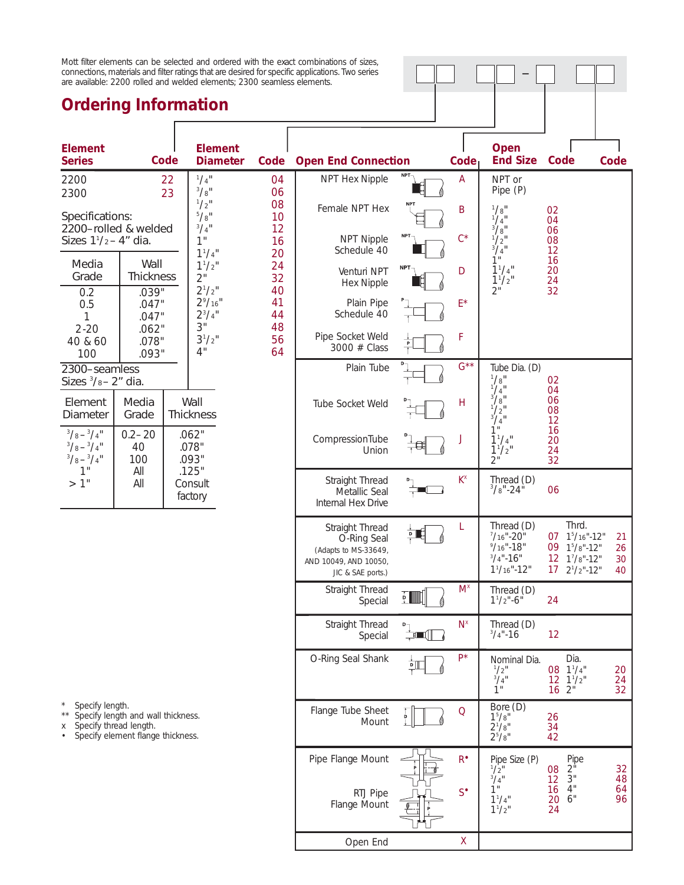Mott filter elements can be selected and ordered with the exact combinations of sizes, connections, materials and filter ratings that are desired for specific applications. Two series are available: 2200 rolled and welded elements; 2300 seamless elements.

## Ordering Information

### Element Series

| Element Series | Code |
|---|---|
| 2200 | 22 |
| 2300 | 23 |

Specifications:
2200–rolled & welded
Sizes 1 1/2 – 4" dia.

| Media Grade | Wall Thickness |
|---|---|
| 0.2 | .039" |
| 0.5 | .047" |
| 1 | .047" |
| 2-20 | .062" |
| 40 & 60 | .078" |
| 100 | .093" |

2300–seamless
Sizes 3/8 – 2" dia.

| Element Diameter | Media Grade | Wall Thickness |
|---|---|---|
| 3/8 – 3/4" | 0.2 – 20 | .062" |
| 3/8 – 3/4" | 40 | .078" |
| 3/8 – 3/4" | 100 | .093" |
| 1" | All | .125" |
| > 1" | All | Consult factory |

### Element Diameter

| Element Diameter | Code |
|---|---|
| 1/4" | 04 |
| 3/8" | 06 |
| 1/2" | 08 |
| 5/8" | 10 |
| 3/4" | 12 |
| 1" | 16 |
| 1 1/4" | 20 |
| 1 1/2" | 24 |
| 2" | 32 |
| 2 1/2" | 40 |
| 2 9/16" | 41 |
| 2 3/4" | 44 |
| 3" | 48 |
| 3 1/2" | 56 |
| 4" | 64 |

### Open End Connection / Open End Size

| Open End Connection | Code | Open End Size | Code |
|---|---|---|---|
| NPT Hex Nipple | A | NPT or Pipe (P): 1/8" | 02 |
| Female NPT Hex | B | 1/4" | 04 |
| NPT Nipple Schedule 40 | C* | 3/8" | 06 |
| Venturi NPT Hex Nipple | D | 1/2" | 08 |
| Plain Pipe Schedule 40 | E* | 3/4" | 12 |
| Pipe Socket Weld 3000 # Class | F | 1" | 16 |
| | | 1 1/4" | 20 |
| | | 1 1/2" | 24 |
| | | 2" | 32 |
| Plain Tube | G** | Tube Dia. (D): 1/8" | 02 |
| Tube Socket Weld | H | 1/4" | 04 |
| Compression Tube Union | J | 3/8" | 06 |
| | | 1/2" | 08 |
| | | 3/4" | 12 |
| | | 1" | 16 |
| | | 1 1/4" | 20 |
| | | 1 1/2" | 24 |
| | | 2" | 32 |
| Straight Thread Metallic Seal Internal Hex Drive | K[x] | Thread (D): 3/8"-24" | 06 |
| Straight Thread O-Ring Seal (Adapts to MS-33649, AND 10049, AND 10050, JIC & SAE ports.) | L | Thread (D): 7/16"-20" | 07 |
| | | 9/16"-18" | 09 |
| | | 3/4"-16" | 12 |
| | | 1 1/16"-12" | 17 |
| | | Thrd. 1 5/16"-12" | 21 |
| | | 1 5/8"-12" | 26 |
| | | 1 7/8"-12" | 30 |
| | | 2 1/2"-12" | 40 |
| Straight Thread Special | M[x] | Thread (D): 1 1/2"-6" | 24 |
| Straight Thread Special | N[x] | Thread (D): 3/4"-16 | 12 |
| O-Ring Seal Shank | P* | Nominal Dia.: 1/2" | 08 |
| | | 3/4" | 12 |
| | | 1" | 16 |
| | | Dia. 1 1/4" | 20 |
| | | 1 1/2" | 24 |
| | | 2" | 32 |
| Flange Tube Sheet Mount | Q | Bore (D): 1 5/8" | 26 |
| | | 2 1/8" | 34 |
| | | 2 5/8" | 42 |
| Pipe Flange Mount | R• | Pipe Size (P): 1/2" | 08 |
| RTJ Pipe Flange Mount | S• | 3/4" | 12 |
| | | 1" | 16 |
| | | 1 1/4" | 20 |
| | | 1 1/2" | 24 |
| | | Pipe 2" | 32 |
| | | 3" | 48 |
| | | 4" | 64 |
| | | 6" | 96 |
| Open End | X | | |

\* Specify length.
\*\* Specify length and wall thickness.
x Specify thread length.
• Specify element flange thickness.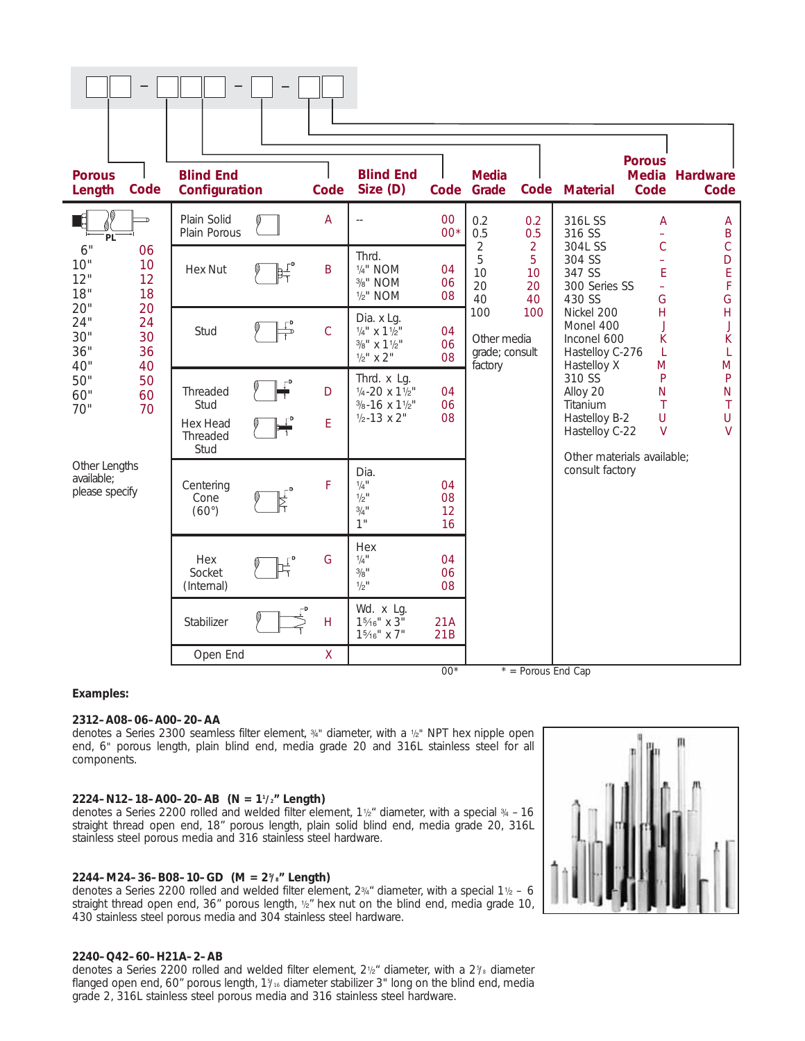☐☐ – ☐☐☐ – ☐ – ☐☐

| Porous Length | Code | Blind End Configuration | Code | Blind End Size (D) | Code | Media Grade | Code | Material | Porous Media Code | Hardware Code |
|---|---|---|---|---|---|---|---|---|---|---|
| 6" | 06 | Plain Solid | A | -- | 00 | 0.2 | 0.2 | 316L SS | A | A |
| 10" | 10 | Plain Porous | | | 00* | 0.5 | 0.5 | 316 SS | – | B |
| 12" | 12 | Hex Nut | B | Thrd. ¼" NOM | 04 | 2 | 2 | 304L SS | C | C |
| 18" | 18 | | | ⅜" NOM | 06 | 5 | 5 | 304 SS | – | D |
| 20" | 20 | | | ½" NOM | 08 | 10 | 10 | 347 SS | E | E |
| 24" | 24 | Stud | C | Dia. x Lg. ¼" x 1½" | 04 | 20 | 20 | 300 Series SS | – | F |
| 30" | 30 | | | ⅜" x 1½" | 06 | 40 | 40 | 430 SS | G | G |
| 36" | 36 | | | ½" x 2" | 08 | 100 | 100 | Nickel 200 | H | H |
| 40" | 40 | Threaded Stud | D | Thrd. x Lg. ¼-20 x 1½" | 04 | Other media grade; consult factory | | Monel 400 | J | J |
| 50" | 50 | Hex Head Threaded Stud | E | ⅜-16 x 1½" | 06 | | | Inconel 600 | K | K |
| 60" | 60 | | | ½-13 x 2" | 08 | | | Hastelloy C-276 | L | L |
| 70" | 70 | Centering Cone (60°) | F | Dia. ¼" | 04 | | | Hastelloy X | M | M |
| Other Lengths available; please specify | | | | ½" | 08 | | | 310 SS | P | P |
| | | | | ¾" | 12 | | | Alloy 20 | N | N |
| | | | | 1" | 16 | | | Titanium | T | T |
| | | Hex Socket (Internal) | G | Hex ¼" | 04 | | | Hastelloy B-2 | U | U |
| | | | | ⅜" | 06 | | | Hastelloy C-22 | V | V |
| | | | | ½" | 08 | | | Other materials available; consult factory | | |
| | | Stabilizer | H | Wd. x Lg. 1⁵⁄₁₆" x 3" | 21A | | | | | |
| | | | | 1⁵⁄₁₆" x 7" | 21B | | | | | |
| | | Open End | X | | | | | | | |

00* &nbsp;&nbsp;&nbsp; * = Porous End Cap

**Examples:**

**2312–A08–06–A00–20–AA**
denotes a Series 2300 seamless filter element, ¾" diameter, with a ½" NPT hex nipple open end, 6" porous length, plain blind end, media grade 20 and 316L stainless steel for all components.

**2224–N12–18–A00–20–AB (N = 1½" Length)**
denotes a Series 2200 rolled and welded filter element, 1½" diameter, with a special ¾ – 16 straight thread open end, 18" porous length, plain solid blind end, media grade 20, 316L stainless steel porous media and 316 stainless steel hardware.

**2244–M24–36–B08–10–GD (M = 2⅞" Length)**
denotes a Series 2200 rolled and welded filter element, 2¾" diameter, with a special 1½ – 6 straight thread open end, 36" porous length, ½" hex nut on the blind end, media grade 10, 430 stainless steel porous media and 304 stainless steel hardware.

**2240–Q42–60–H21A–2–AB**
denotes a Series 2200 rolled and welded filter element, 2½" diameter, with a 2⅞ diameter flanged open end, 60" porous length, 1⁵⁄₁₆ diameter stabilizer 3" long on the blind end, media grade 2, 316L stainless steel porous media and 316 stainless steel hardware.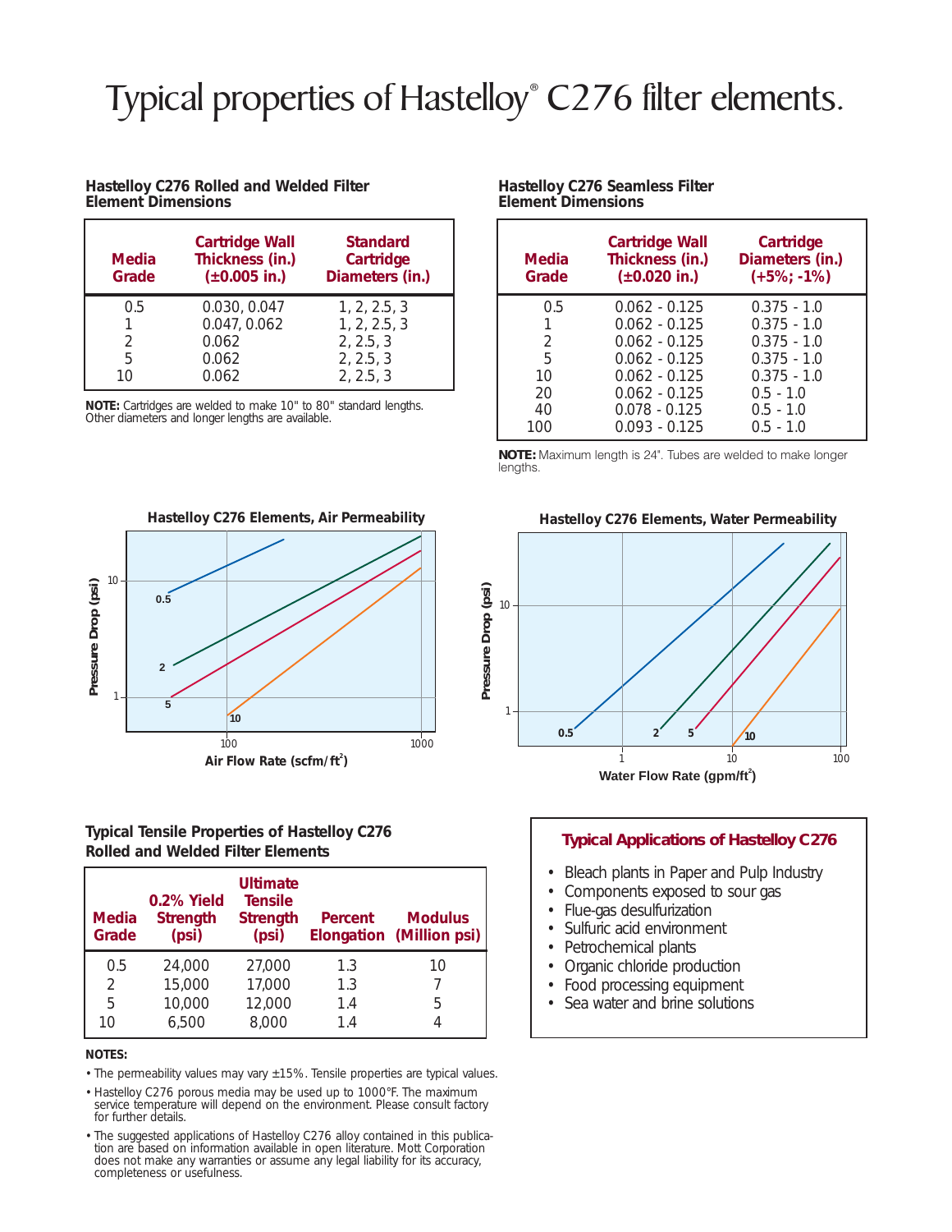# Typical properties of Hastelloy® C276 filter elements.

### Hastelloy C276 Rolled and Welded Filter Element Dimensions

| Media Grade | Cartridge Wall Thickness (in.) (±0.005 in.) | Standard Cartridge Diameters (in.) |
|---|---|---|
| 0.5 | 0.030, 0.047 | 1, 2, 2.5, 3 |
| 1 | 0.047, 0.062 | 1, 2, 2.5, 3 |
| 2 | 0.062 | 2, 2.5, 3 |
| 5 | 0.062 | 2, 2.5, 3 |
| 10 | 0.062 | 2, 2.5, 3 |

**NOTE:** Cartridges are welded to make 10" to 80" standard lengths. Other diameters and longer lengths are available.

### Hastelloy C276 Seamless Filter Element Dimensions

| Media Grade | Cartridge Wall Thickness (in.) (±0.020 in.) | Cartridge Diameters (in.) (+5%; -1%) |
|---|---|---|
| 0.5 | 0.062 - 0.125 | 0.375 - 1.0 |
| 1 | 0.062 - 0.125 | 0.375 - 1.0 |
| 2 | 0.062 - 0.125 | 0.375 - 1.0 |
| 5 | 0.062 - 0.125 | 0.375 - 1.0 |
| 10 | 0.062 - 0.125 | 0.375 - 1.0 |
| 20 | 0.062 - 0.125 | 0.5 - 1.0 |
| 40 | 0.078 - 0.125 | 0.5 - 1.0 |
| 100 | 0.093 - 0.125 | 0.5 - 1.0 |

**NOTE:** Maximum length is 24". Tubes are welded to make longer lengths.

**Hastelloy C276 Elements, Air Permeability**

Pressure Drop (psi) vs. Air Flow Rate (scfm/ft²); curves for media grades 0.5, 2, 5, 10.

**Hastelloy C276 Elements, Water Permeability**

Pressure Drop (psi) vs. Water Flow Rate (gpm/ft²); curves for media grades 0.5, 2, 5, 10.

### Typical Tensile Properties of Hastelloy C276 Rolled and Welded Filter Elements

| Media Grade | 0.2% Yield Strength (psi) | Ultimate Tensile Strength (psi) | Percent Elongation | Modulus (Million psi) |
|---|---|---|---|---|
| 0.5 | 24,000 | 27,000 | 1.3 | 10 |
| 2 | 15,000 | 17,000 | 1.3 | 7 |
| 5 | 10,000 | 12,000 | 1.4 | 5 |
| 10 | 6,500 | 8,000 | 1.4 | 4 |

**NOTES:**

- The permeability values may vary ±15%. Tensile properties are typical values.
- Hastelloy C276 porous media may be used up to 1000°F. The maximum service temperature will depend on the environment. Please consult factory for further details.
- The suggested applications of Hastelloy C276 alloy contained in this publication are based on information available in open literature. Mott Corporation does not make any warranties or assume any legal liability for its accuracy, completeness or usefulness.

### Typical Applications of Hastelloy C276

- Bleach plants in Paper and Pulp Industry
- Components exposed to sour gas
- Flue-gas desulfurization
- Sulfuric acid environment
- Petrochemical plants
- Organic chloride production
- Food processing equipment
- Sea water and brine solutions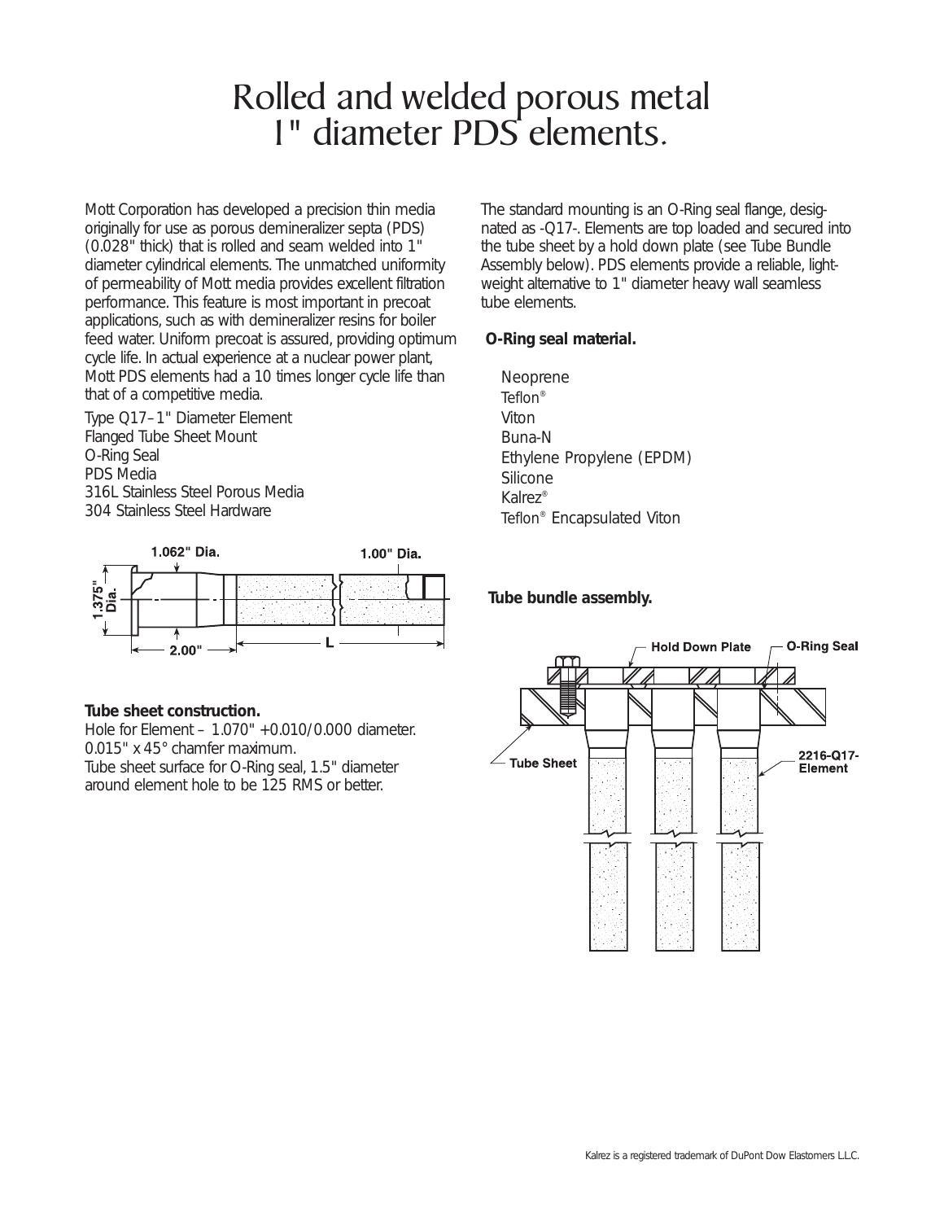# Rolled and welded porous metal 1" diameter PDS elements.

Mott Corporation has developed a precision thin media originally for use as porous demineralizer septa (PDS) (0.028" thick) that is rolled and seam welded into 1" diameter cylindrical elements. The unmatched uniformity of permeability of Mott media provides excellent filtration performance. This feature is most important in precoat applications, such as with demineralizer resins for boiler feed water. Uniform precoat is assured, providing optimum cycle life. In actual experience at a nuclear power plant, Mott PDS elements had a 10 times longer cycle life than that of a competitive media.

Type Q17–1" Diameter Element
Flanged Tube Sheet Mount
O-Ring Seal
PDS Media
316L Stainless Steel Porous Media
304 Stainless Steel Hardware

1.062" Dia. 1.00" Dia. 1.375" Dia. 2.00" L

### Tube sheet construction.

Hole for Element – 1.070" +0.010/0.000 diameter.
0.015" x 45° chamfer maximum.
Tube sheet surface for O-Ring seal, 1.5" diameter around element hole to be 125 RMS or better.

The standard mounting is an O-Ring seal flange, designated as -Q17-. Elements are top loaded and secured into the tube sheet by a hold down plate (see Tube Bundle Assembly below). PDS elements provide a reliable, lightweight alternative to 1" diameter heavy wall seamless tube elements.

### O-Ring seal material.

Neoprene
Teflon®
Viton
Buna-N
Ethylene Propylene (EPDM)
Silicone
Kalrez®
Teflon® Encapsulated Viton

### Tube bundle assembly.

Hold Down Plate — O-Ring Seal — Tube Sheet — 2216-Q17- Element

Kalrez is a registered trademark of DuPont Dow Elastomers L.L.C.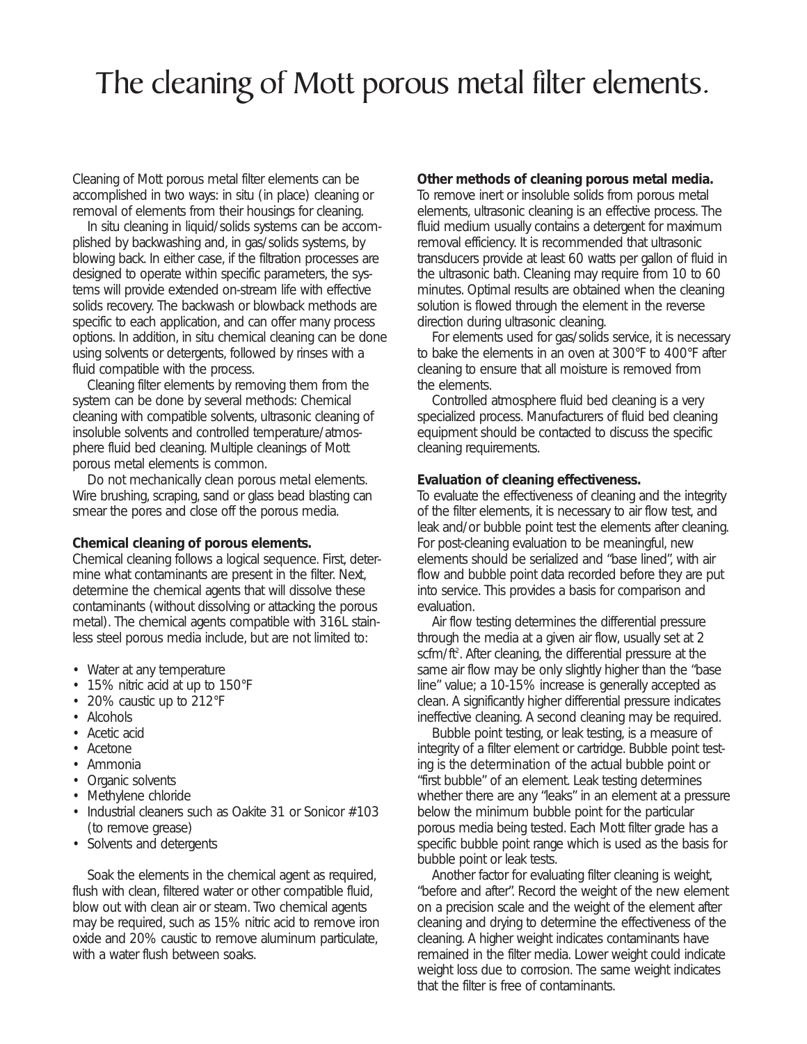// The cleaning of Mott porous metal filter elements.

# The cleaning of Mott porous metal filter elements.

Cleaning of Mott porous metal filter elements can be accomplished in two ways: in situ (in place) cleaning or removal of elements from their housings for cleaning.

In situ cleaning in liquid/solids systems can be accomplished by backwashing and, in gas/solids systems, by blowing back. In either case, if the filtration processes are designed to operate within specific parameters, the systems will provide extended on-stream life with effective solids recovery. The backwash or blowback methods are specific to each application, and can offer many process options. In addition, in situ chemical cleaning can be done using solvents or detergents, followed by rinses with a fluid compatible with the process.

Cleaning filter elements by removing them from the system can be done by several methods: Chemical cleaning with compatible solvents, ultrasonic cleaning of insoluble solvents and controlled temperature/atmosphere fluid bed cleaning. Multiple cleanings of Mott porous metal elements is common.

*Do not mechanically clean porous metal elements.* Wire brushing, scraping, sand or glass bead blasting can smear the pores and close off the porous media.

**Chemical cleaning of porous elements.**

Chemical cleaning follows a logical sequence. First, determine what contaminants are present in the filter. Next, determine the chemical agents that will dissolve these contaminants (without dissolving or attacking the porous metal). The chemical agents compatible with 316L stainless steel porous media include, but are not limited to:

- Water at any temperature
- 15% nitric acid at up to 150°F
- 20% caustic up to 212°F
- Alcohols
- Acetic acid
- Acetone
- Ammonia
- Organic solvents
- Methylene chloride
- Industrial cleaners such as Oakite 31 or Sonicor #103 (to remove grease)
- Solvents and detergents

Soak the elements in the chemical agent as required, flush with clean, filtered water or other compatible fluid, blow out with clean air or steam. Two chemical agents may be required, such as 15% nitric acid to remove iron oxide and 20% caustic to remove aluminum particulate, with a water flush between soaks.

**Other methods of cleaning porous metal media.**

To remove inert or insoluble solids from porous metal elements, ultrasonic cleaning is an effective process. The fluid medium usually contains a detergent for maximum removal efficiency. It is recommended that ultrasonic transducers provide at least 60 watts per gallon of fluid in the ultrasonic bath. Cleaning may require from 10 to 60 minutes. Optimal results are obtained when the cleaning solution is flowed through the element in the reverse direction during ultrasonic cleaning.

For elements used for gas/solids service, it is necessary to bake the elements in an oven at 300°F to 400°F after cleaning to ensure that all moisture is removed from the elements.

Controlled atmosphere fluid bed cleaning is a very specialized process. Manufacturers of fluid bed cleaning equipment should be contacted to discuss the specific cleaning requirements.

**Evaluation of cleaning effectiveness.**

To evaluate the effectiveness of cleaning and the integrity of the filter elements, it is necessary to air flow test, and leak and/or bubble point test the elements after cleaning. For post-cleaning evaluation to be meaningful, new elements should be serialized and "base lined", with air flow and bubble point data recorded before they are put into service. This provides a basis for comparison and evaluation.

Air flow testing determines the differential pressure through the media at a given air flow, usually set at 2 scfm/ft$^2$. After cleaning, the differential pressure at the same air flow may be only slightly higher than the "base line" value; a 10-15% increase is generally accepted as clean. A significantly higher differential pressure indicates ineffective cleaning. A second cleaning may be required.

Bubble point testing, or leak testing, is a measure of integrity of a filter element or cartridge. Bubble point testing is the determination of the actual bubble point or "first bubble" of an element. Leak testing determines whether there are any "leaks" in an element at a pressure below the minimum bubble point for the particular porous media being tested. Each Mott filter grade has a specific bubble point range which is used as the basis for bubble point or leak tests.

Another factor for evaluating filter cleaning is weight, "before and after". Record the weight of the new element on a precision scale and the weight of the element after cleaning and drying to determine the effectiveness of the cleaning. A higher weight indicates contaminants have remained in the filter media. Lower weight could indicate weight loss due to corrosion. The same weight indicates that the filter is free of contaminants.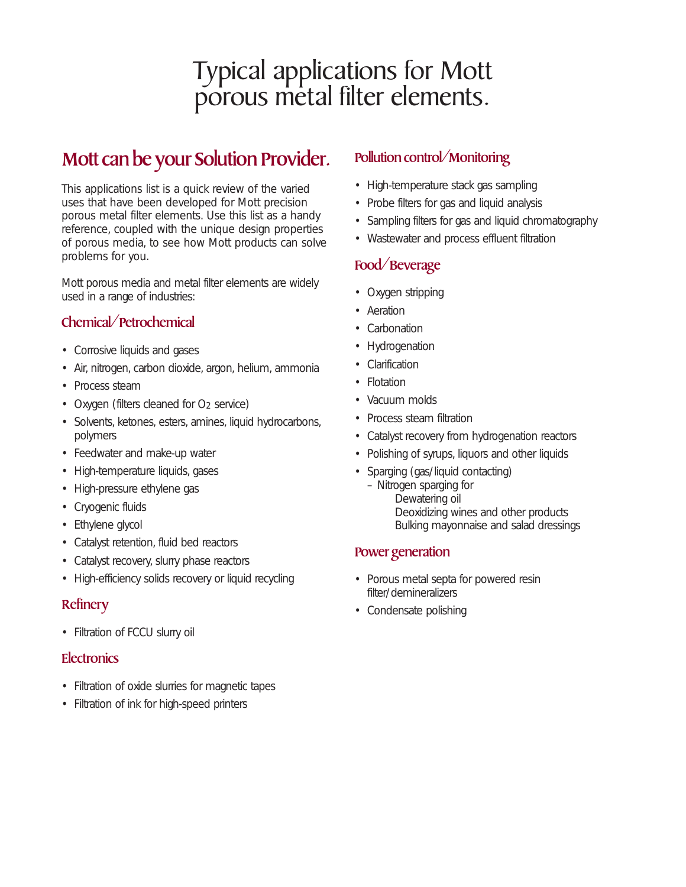# Typical applications for Mott porous metal filter elements.

## Mott can be your Solution Provider.

This applications list is a quick review of the varied uses that have been developed for Mott precision porous metal filter elements. Use this list as a handy reference, coupled with the unique design properties of porous media, to see how Mott products can solve problems for you.

Mott porous media and metal filter elements are widely used in a range of industries:

### Chemical/Petrochemical

- Corrosive liquids and gases
- Air, nitrogen, carbon dioxide, argon, helium, ammonia
- Process steam
- Oxygen (filters cleaned for $O_2$ service)
- Solvents, ketones, esters, amines, liquid hydrocarbons, polymers
- Feedwater and make-up water
- High-temperature liquids, gases
- High-pressure ethylene gas
- Cryogenic fluids
- Ethylene glycol
- Catalyst retention, fluid bed reactors
- Catalyst recovery, slurry phase reactors
- High-efficiency solids recovery or liquid recycling

### Refinery

- Filtration of FCCU slurry oil

### Electronics

- Filtration of oxide slurries for magnetic tapes
- Filtration of ink for high-speed printers

### Pollution control/Monitoring

- High-temperature stack gas sampling
- Probe filters for gas and liquid analysis
- Sampling filters for gas and liquid chromatography
- Wastewater and process effluent filtration

### Food/Beverage

- Oxygen stripping
- Aeration
- Carbonation
- Hydrogenation
- Clarification
- Flotation
- Vacuum molds
- Process steam filtration
- Catalyst recovery from hydrogenation reactors
- Polishing of syrups, liquors and other liquids
- Sparging (gas/liquid contacting)
  - Nitrogen sparging for
    - Dewatering oil
    - Deoxidizing wines and other products
    - Bulking mayonnaise and salad dressings

### Power generation

- Porous metal septa for powered resin filter/demineralizers
- Condensate polishing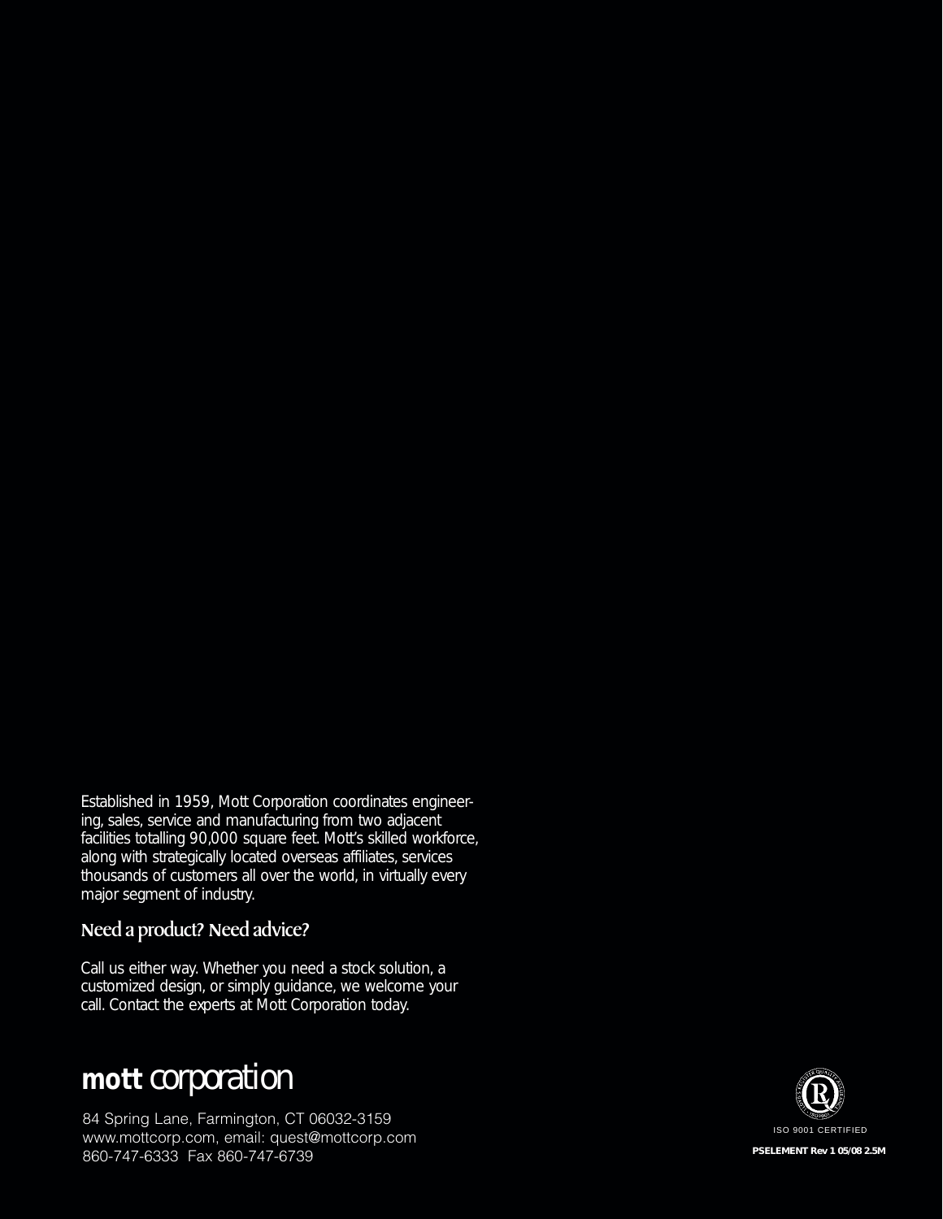Established in 1959, Mott Corporation coordinates engineering, sales, service and manufacturing from two adjacent facilities totalling 90,000 square feet. Mott's skilled workforce, along with strategically located overseas affiliates, services thousands of customers all over the world, in virtually every major segment of industry.

## Need a product? Need advice?

Call us either way. Whether you need a stock solution, a customized design, or simply guidance, we welcome your call. Contact the experts at Mott Corporation today.

**mott** corporation

84 Spring Lane, Farmington, CT 06032-3159
www.mottcorp.com, email: quest@mottcorp.com
860-747-6333 Fax 860-747-6739

ISO 9001 CERTIFIED

**PSELEMENT Rev 1 05/08 2.5M**